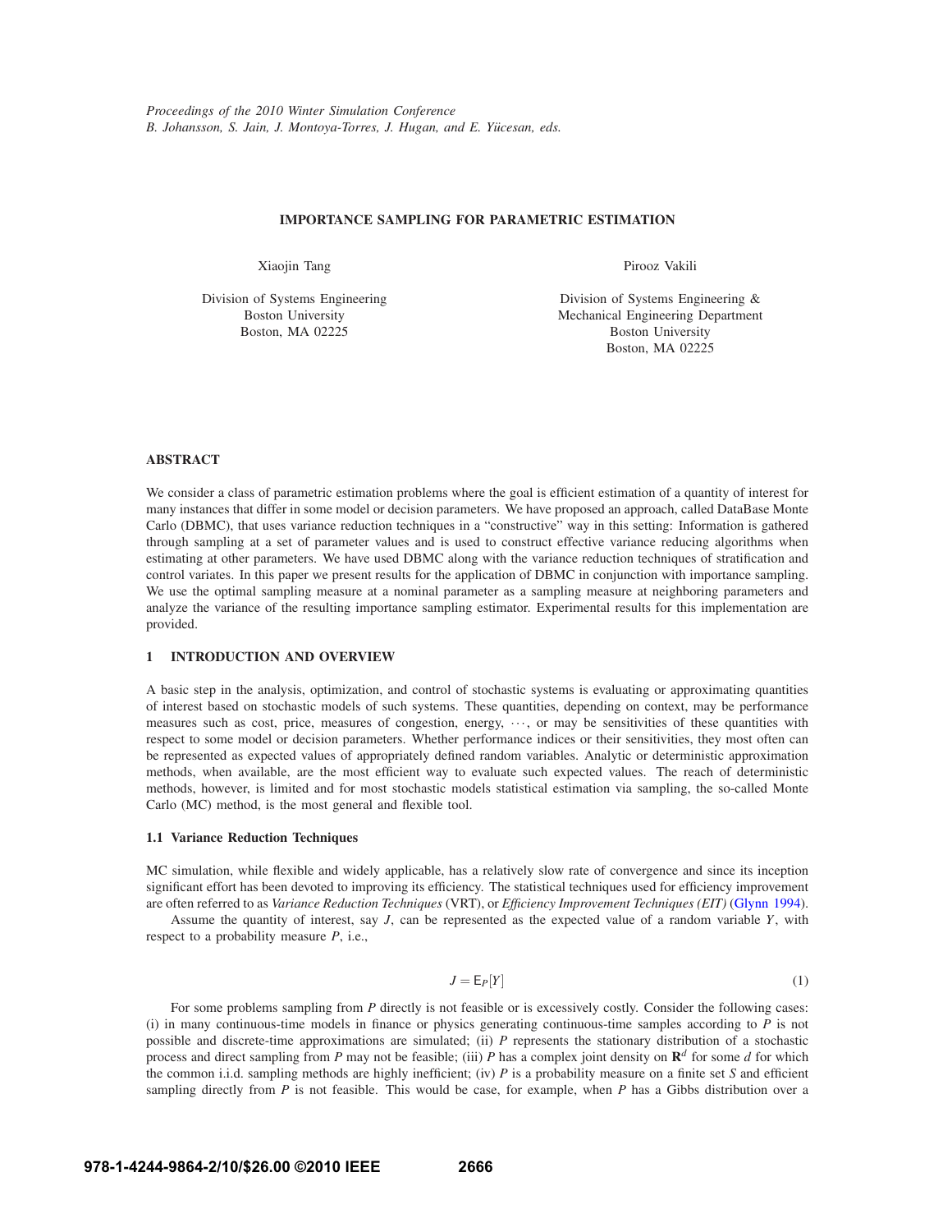# IMPORTANCE SAMPLING FOR PARAMETRIC ESTIMATION

Xiaojin Tang

Division of Systems Engineering
Boston University
Boston, MA 02225

Pirooz Vakili

Division of Systems Engineering &
Mechanical Engineering Department
Boston University
Boston, MA 02225

## ABSTRACT

We consider a class of parametric estimation problems where the goal is efficient estimation of a quantity of interest for many instances that differ in some model or decision parameters. We have proposed an approach, called DataBase Monte Carlo (DBMC), that uses variance reduction techniques in a "constructive" way in this setting: Information is gathered through sampling at a set of parameter values and is used to construct effective variance reducing algorithms when estimating at other parameters. We have used DBMC along with the variance reduction techniques of stratification and control variates. In this paper we present results for the application of DBMC in conjunction with importance sampling. We use the optimal sampling measure at a nominal parameter as a sampling measure at neighboring parameters and analyze the variance of the resulting importance sampling estimator. Experimental results for this implementation are provided.

## 1 INTRODUCTION AND OVERVIEW

A basic step in the analysis, optimization, and control of stochastic systems is evaluating or approximating quantities of interest based on stochastic models of such systems. These quantities, depending on context, may be performance measures such as cost, price, measures of congestion, energy, $\cdots$, or may be sensitivities of these quantities with respect to some model or decision parameters. Whether performance indices or their sensitivities, they most often can be represented as expected values of appropriately defined random variables. Analytic or deterministic approximation methods, when available, are the most efficient way to evaluate such expected values. The reach of deterministic methods, however, is limited and for most stochastic models statistical estimation via sampling, the so-called Monte Carlo (MC) method, is the most general and flexible tool.

### 1.1 Variance Reduction Techniques

MC simulation, while flexible and widely applicable, has a relatively slow rate of convergence and since its inception significant effort has been devoted to improving its efficiency. The statistical techniques used for efficiency improvement are often referred to as *Variance Reduction Techniques* (VRT), or *Efficiency Improvement Techniques (EIT)* (Glynn 1994).

Assume the quantity of interest, say $J$, can be represented as the expected value of a random variable $Y$, with respect to a probability measure $P$, i.e.,

$$J = \mathsf{E}_P[Y] \tag{1}$$

For some problems sampling from $P$ directly is not feasible or is excessively costly. Consider the following cases: (i) in many continuous-time models in finance or physics generating continuous-time samples according to $P$ is not possible and discrete-time approximations are simulated; (ii) $P$ represents the stationary distribution of a stochastic process and direct sampling from $P$ may not be feasible; (iii) $P$ has a complex joint density on $\mathbf{R}^d$ for some $d$ for which the common i.i.d. sampling methods are highly inefficient; (iv) $P$ is a probability measure on a finite set $S$ and efficient sampling directly from $P$ is not feasible. This would be case, for example, when $P$ has a Gibbs distribution over a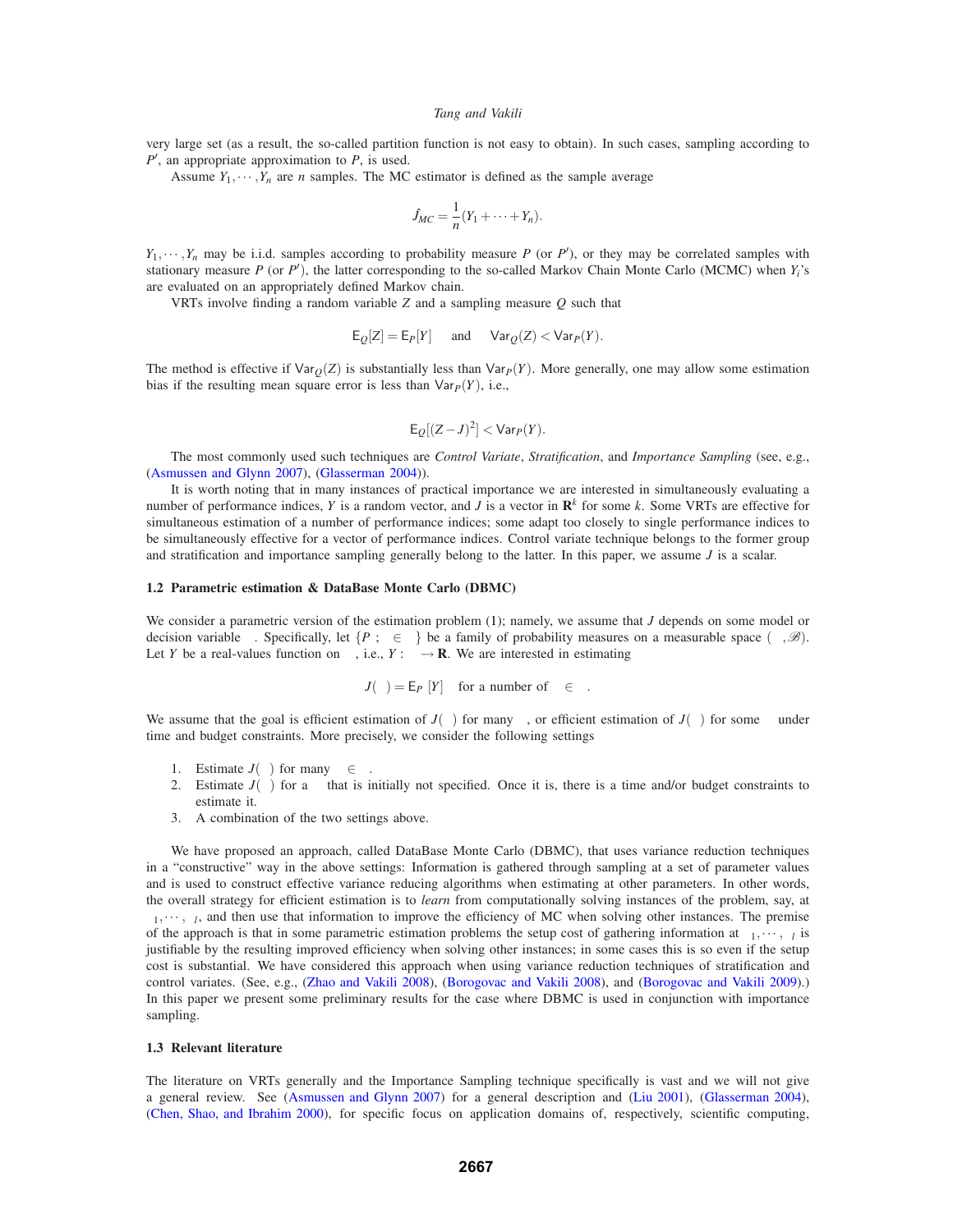very large set (as a result, the so-called partition function is not easy to obtain). In such cases, sampling according to $P'$, an appropriate approximation to $P$, is used.

Assume $Y_1, \cdots, Y_n$ are $n$ samples. The MC estimator is defined as the sample average

$$\hat{J}_{MC} = \frac{1}{n}(Y_1 + \cdots + Y_n).$$

$Y_1, \cdots, Y_n$ may be i.i.d. samples according to probability measure $P$ (or $P'$), or they may be correlated samples with stationary measure $P$ (or $P'$), the latter corresponding to the so-called Markov Chain Monte Carlo (MCMC) when $Y_i$'s are evaluated on an appropriately defined Markov chain.

VRTs involve finding a random variable $Z$ and a sampling measure $Q$ such that

$$\mathsf{E}_Q[Z] = \mathsf{E}_P[Y] \quad \text{and} \quad \mathsf{Var}_Q(Z) < \mathsf{Var}_P(Y).$$

The method is effective if $\mathsf{Var}_Q(Z)$ is substantially less than $\mathsf{Var}_P(Y)$. More generally, one may allow some estimation bias if the resulting mean square error is less than $\mathsf{Var}_P(Y)$, i.e.,

$$\mathsf{E}_Q[(Z - J)^2] < \mathsf{Var}_P(Y).$$

The most commonly used such techniques are *Control Variate*, *Stratification*, and *Importance Sampling* (see, e.g., (Asmussen and Glynn 2007), (Glasserman 2004)).

It is worth noting that in many instances of practical importance we are interested in simultaneously evaluating a number of performance indices, $Y$ is a random vector, and $J$ is a vector in $\mathbf{R}^k$ for some $k$. Some VRTs are effective for simultaneous estimation of a number of performance indices; some adapt too closely to single performance indices to be simultaneously effective for a vector of performance indices. Control variate technique belongs to the former group and stratification and importance sampling generally belong to the latter. In this paper, we assume $J$ is a scalar.

### 1.2 Parametric estimation & DataBase Monte Carlo (DBMC)

We consider a parametric version of the estimation problem (1); namely, we assume that $J$ depends on some model or decision variable $\theta$. Specifically, let $\{P_\theta; \theta \in \Theta\}$ be a family of probability measures on a measurable space $(\Omega, \mathscr{B})$. Let $Y$ be a real-values function on $\Omega$, i.e., $Y : \Omega \to \mathbf{R}$. We are interested in estimating

$$J(\theta) = \mathsf{E}_{P_\theta}[Y] \quad \text{for a number of } \theta \in \Theta.$$

We assume that the goal is efficient estimation of $J(\theta)$ for many $\theta$, or efficient estimation of $J(\theta)$ for some $\theta$ under time and budget constraints. More precisely, we consider the following settings

1. Estimate $J(\theta)$ for many $\theta \in \Theta$.
2. Estimate $J(\theta)$ for a $\theta$ that is initially not specified. Once it is, there is a time and/or budget constraints to estimate it.
3. A combination of the two settings above.

We have proposed an approach, called DataBase Monte Carlo (DBMC), that uses variance reduction techniques in a "constructive" way in the above settings: Information is gathered through sampling at a set of parameter values and is used to construct effective variance reducing algorithms when estimating at other parameters. In other words, the overall strategy for efficient estimation is to *learn* from computationally solving instances of the problem, say, at $\theta_1, \cdots, \theta_l$, and then use that information to improve the efficiency of MC when solving other instances. The premise of the approach is that in some parametric estimation problems the setup cost of gathering information at $\theta_1, \cdots, \theta_l$ is justifiable by the resulting improved efficiency when solving other instances; in some cases this is so even if the setup cost is substantial. We have considered this approach when using variance reduction techniques of stratification and control variates. (See, e.g., (Zhao and Vakili 2008), (Borogovac and Vakili 2008), and (Borogovac and Vakili 2009).) In this paper we present some preliminary results for the case where DBMC is used in conjunction with importance sampling.

### 1.3 Relevant literature

The literature on VRTs generally and the Importance Sampling technique specifically is vast and we will not give a general review. See (Asmussen and Glynn 2007) for a general description and (Liu 2001), (Glasserman 2004), (Chen, Shao, and Ibrahim 2000), for specific focus on application domains of, respectively, scientific computing,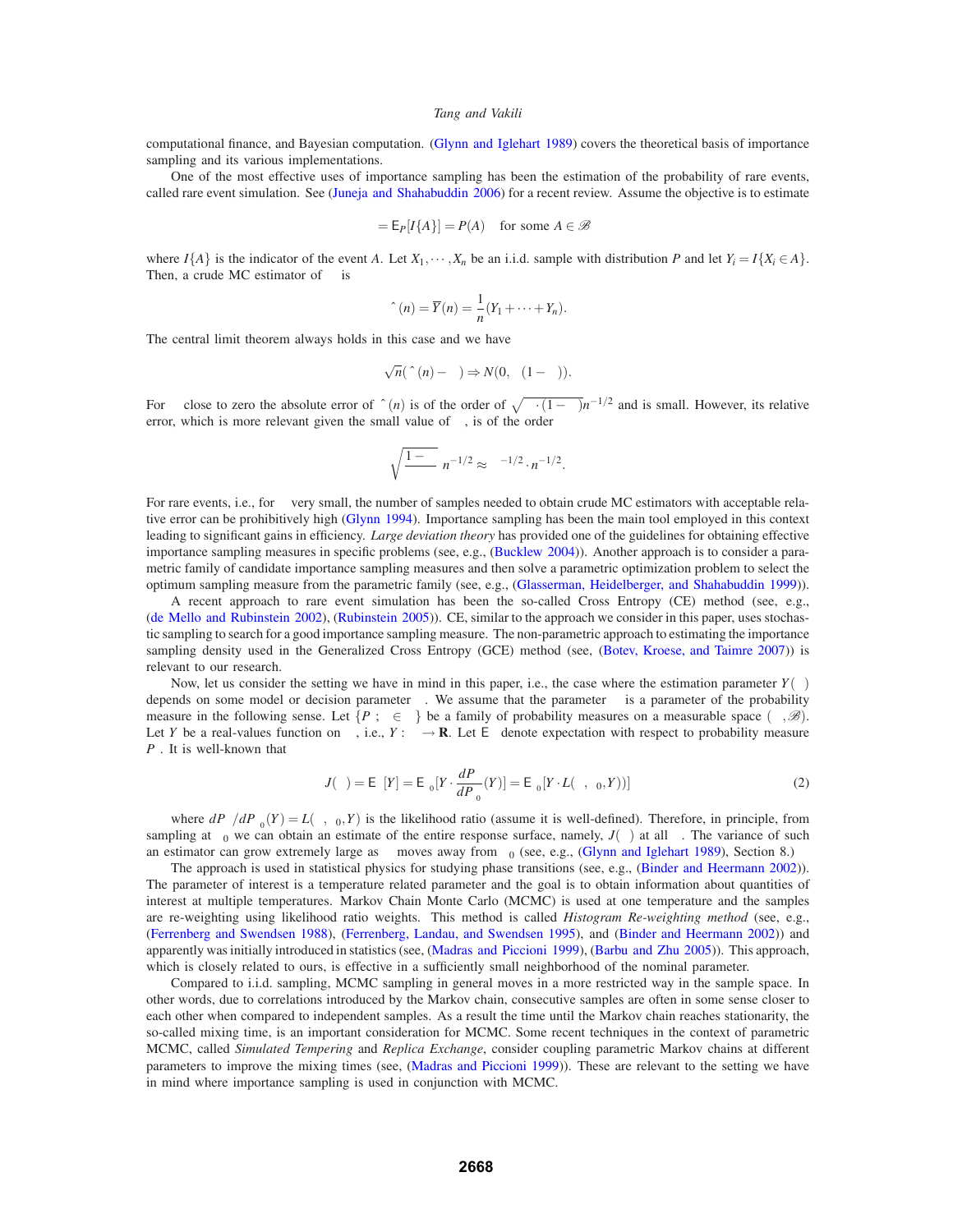computational finance, and Bayesian computation. (Glynn and Iglehart 1989) covers the theoretical basis of importance sampling and its various implementations.

One of the most effective uses of importance sampling has been the estimation of the probability of rare events, called rare event simulation. See (Juneja and Shahabuddin 2006) for a recent review. Assume the objective is to estimate

$$\alpha = \mathsf{E}_P[I\{A\}] = P(A) \quad \text{for some } A \in \mathscr{B}$$

where $I\{A\}$ is the indicator of the event $A$. Let $X_1, \cdots, X_n$ be an i.i.d. sample with distribution $P$ and let $Y_i = I\{X_i \in A\}$. Then, a crude MC estimator of $\alpha$ is

$$\hat{\alpha}(n) = \overline{Y}(n) = \frac{1}{n}(Y_1 + \cdots + Y_n).$$

The central limit theorem always holds in this case and we have

$$\sqrt{n}(\hat{\alpha}(n) - \alpha) \Rightarrow N(0, \alpha(1-\alpha)).$$

For $\alpha$ close to zero the absolute error of $\hat{\alpha}(n)$ is of the order of $\sqrt{\alpha \cdot (1-\alpha)}\, n^{-1/2}$ and is small. However, its relative error, which is more relevant given the small value of $\alpha$, is of the order

$$\sqrt{\frac{1-\alpha}{\alpha}}\, n^{-1/2} \approx \alpha^{-1/2} \cdot n^{-1/2}.$$

For rare events, i.e., for $\alpha$ very small, the number of samples needed to obtain crude MC estimators with acceptable relative error can be prohibitively high (Glynn 1994). Importance sampling has been the main tool employed in this context leading to significant gains in efficiency. *Large deviation theory* has provided one of the guidelines for obtaining effective importance sampling measures in specific problems (see, e.g., (Bucklew 2004)). Another approach is to consider a parametric family of candidate importance sampling measures and then solve a parametric optimization problem to select the optimum sampling measure from the parametric family (see, e.g., (Glasserman, Heidelberger, and Shahabuddin 1999)).

A recent approach to rare event simulation has been the so-called Cross Entropy (CE) method (see, e.g., (de Mello and Rubinstein 2002), (Rubinstein 2005)). CE, similar to the approach we consider in this paper, uses stochastic sampling to search for a good importance sampling measure. The non-parametric approach to estimating the importance sampling density used in the Generalized Cross Entropy (GCE) method (see, (Botev, Kroese, and Taimre 2007)) is relevant to our research.

Now, let us consider the setting we have in mind in this paper, i.e., the case where the estimation parameter $Y(\theta)$ depends on some model or decision parameter $\theta$. We assume that the parameter $\theta$ is a parameter of the probability measure in the following sense. Let $\{P_\theta; \theta \in \Theta\}$ be a family of probability measures on a measurable space $(\Omega, \mathscr{B})$. Let $Y$ be a real-values function on $\Omega$, i.e., $Y : \Omega \to \mathbf{R}$. Let $\mathsf{E}_\theta$ denote expectation with respect to probability measure $P_\theta$. It is well-known that

$$J(\theta) = \mathsf{E}_\theta[Y] = \mathsf{E}_{\theta_0}[Y \cdot \frac{dP_\theta}{dP_{\theta_0}}(Y)] = \mathsf{E}_{\theta_0}[Y \cdot L(\theta, \theta_0, Y))] \tag{2}$$

where $dP_\theta / dP_{\theta_0}(Y) = L(\theta, \theta_0, Y)$ is the likelihood ratio (assume it is well-defined). Therefore, in principle, from sampling at $\theta_0$ we can obtain an estimate of the entire response surface, namely, $J(\theta)$ at all $\theta$. The variance of such an estimator can grow extremely large as $\theta$ moves away from $\theta_0$ (see, e.g., (Glynn and Iglehart 1989), Section 8.)

The approach is used in statistical physics for studying phase transitions (see, e.g., (Binder and Heermann 2002)). The parameter of interest is a temperature related parameter and the goal is to obtain information about quantities of interest at multiple temperatures. Markov Chain Monte Carlo (MCMC) is used at one temperature and the samples are re-weighting using likelihood ratio weights. This method is called *Histogram Re-weighting method* (see, e.g., (Ferrenberg and Swendsen 1988), (Ferrenberg, Landau, and Swendsen 1995), and (Binder and Heermann 2002)) and apparently was initially introduced in statistics (see, (Madras and Piccioni 1999), (Barbu and Zhu 2005)). This approach, which is closely related to ours, is effective in a sufficiently small neighborhood of the nominal parameter.

Compared to i.i.d. sampling, MCMC sampling in general moves in a more restricted way in the sample space. In other words, due to correlations introduced by the Markov chain, consecutive samples are often in some sense closer to each other when compared to independent samples. As a result the time until the Markov chain reaches stationarity, the so-called mixing time, is an important consideration for MCMC. Some recent techniques in the context of parametric MCMC, called *Simulated Tempering* and *Replica Exchange*, consider coupling parametric Markov chains at different parameters to improve the mixing times (see, (Madras and Piccioni 1999)). These are relevant to the setting we have in mind where importance sampling is used in conjunction with MCMC.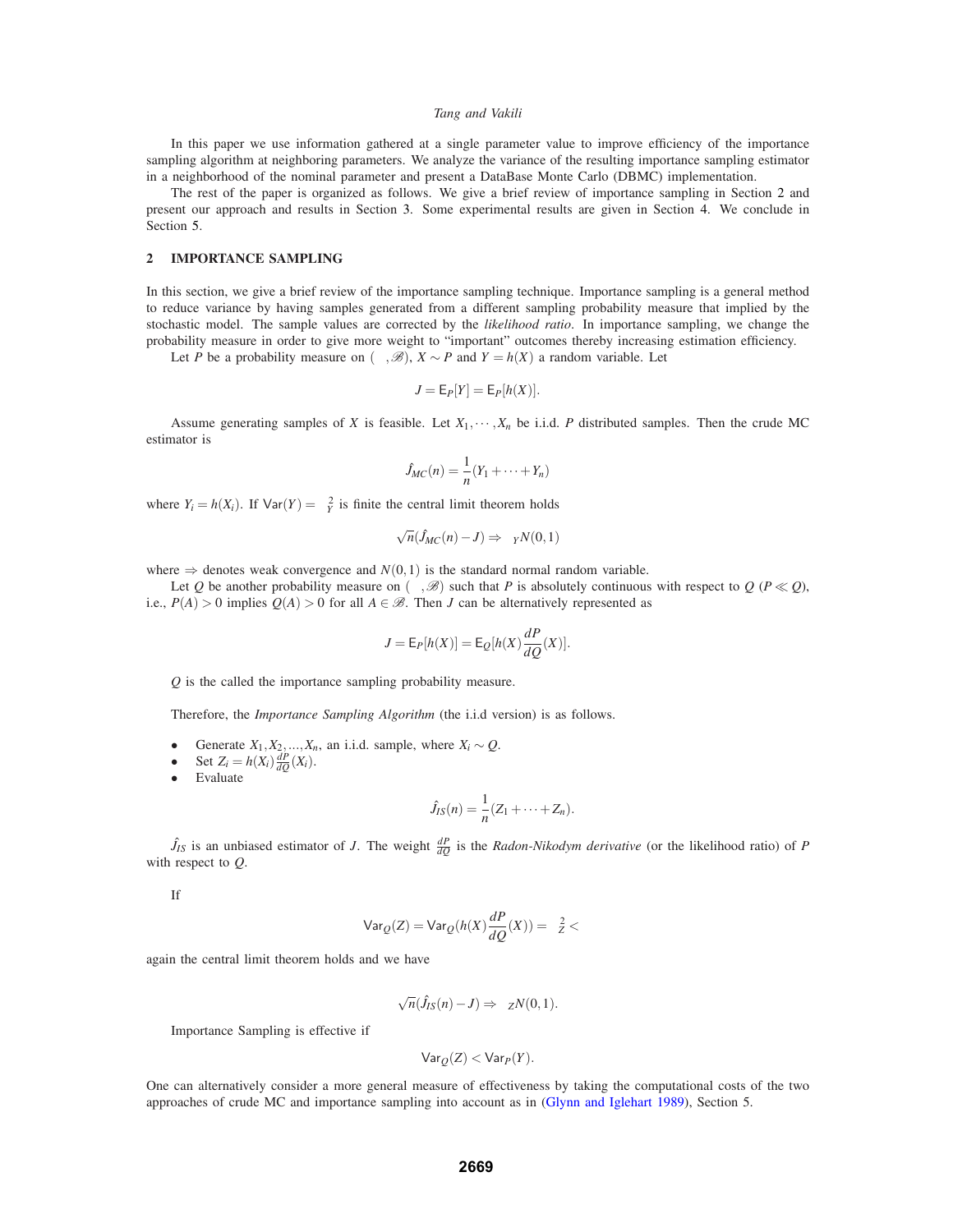In this paper we use information gathered at a single parameter value to improve efficiency of the importance sampling algorithm at neighboring parameters. We analyze the variance of the resulting importance sampling estimator in a neighborhood of the nominal parameter and present a DataBase Monte Carlo (DBMC) implementation.

The rest of the paper is organized as follows. We give a brief review of importance sampling in Section 2 and present our approach and results in Section 3. Some experimental results are given in Section 4. We conclude in Section 5.

## 2 IMPORTANCE SAMPLING

In this section, we give a brief review of the importance sampling technique. Importance sampling is a general method to reduce variance by having samples generated from a different sampling probability measure that implied by the stochastic model. The sample values are corrected by the *likelihood ratio*. In importance sampling, we change the probability measure in order to give more weight to "important" outcomes thereby increasing estimation efficiency.

Let $P$ be a probability measure on $(\Omega, \mathscr{B})$, $X \sim P$ and $Y = h(X)$ a random variable. Let

$$J = \mathsf{E}_P[Y] = \mathsf{E}_P[h(X)].$$

Assume generating samples of $X$ is feasible. Let $X_1, \cdots, X_n$ be i.i.d. $P$ distributed samples. Then the crude MC estimator is

$$\hat{J}_{MC}(n) = \frac{1}{n}(Y_1 + \cdots + Y_n)$$

where $Y_i = h(X_i)$. If $\mathsf{Var}(Y) = \sigma_Y^2$ is finite the central limit theorem holds

$$\sqrt{n}(\hat{J}_{MC}(n) - J) \Rightarrow \sigma_Y N(0,1)$$

where $\Rightarrow$ denotes weak convergence and $N(0,1)$ is the standard normal random variable.

Let $Q$ be another probability measure on $(\Omega, \mathscr{B})$ such that $P$ is absolutely continuous with respect to $Q$ ($P \ll Q$), i.e., $P(A) > 0$ implies $Q(A) > 0$ for all $A \in \mathscr{B}$. Then $J$ can be alternatively represented as

$$J = \mathsf{E}_P[h(X)] = \mathsf{E}_Q[h(X)\frac{dP}{dQ}(X)].$$

$Q$ is the called the importance sampling probability measure.

Therefore, the *Importance Sampling Algorithm* (the i.i.d version) is as follows.

- Generate $X_1, X_2, ..., X_n$, an i.i.d. sample, where $X_i \sim Q$.
- Set $Z_i = h(X_i)\frac{dP}{dQ}(X_i)$.
- Evaluate

$$\hat{J}_{IS}(n) = \frac{1}{n}(Z_1 + \cdots + Z_n).$$

$\hat{J}_{IS}$ is an unbiased estimator of $J$. The weight $\frac{dP}{dQ}$ is the *Radon-Nikodym derivative* (or the likelihood ratio) of $P$ with respect to $Q$.

If

$$\mathsf{Var}_Q(Z) = \mathsf{Var}_Q(h(X)\frac{dP}{dQ}(X)) = \sigma_Z^2 < \infty$$

again the central limit theorem holds and we have

$$\sqrt{n}(\hat{J}_{IS}(n) - J) \Rightarrow \sigma_Z N(0,1).$$

Importance Sampling is effective if

$$\mathsf{Var}_Q(Z) < \mathsf{Var}_P(Y).$$

One can alternatively consider a more general measure of effectiveness by taking the computational costs of the two approaches of crude MC and importance sampling into account as in (Glynn and Iglehart 1989), Section 5.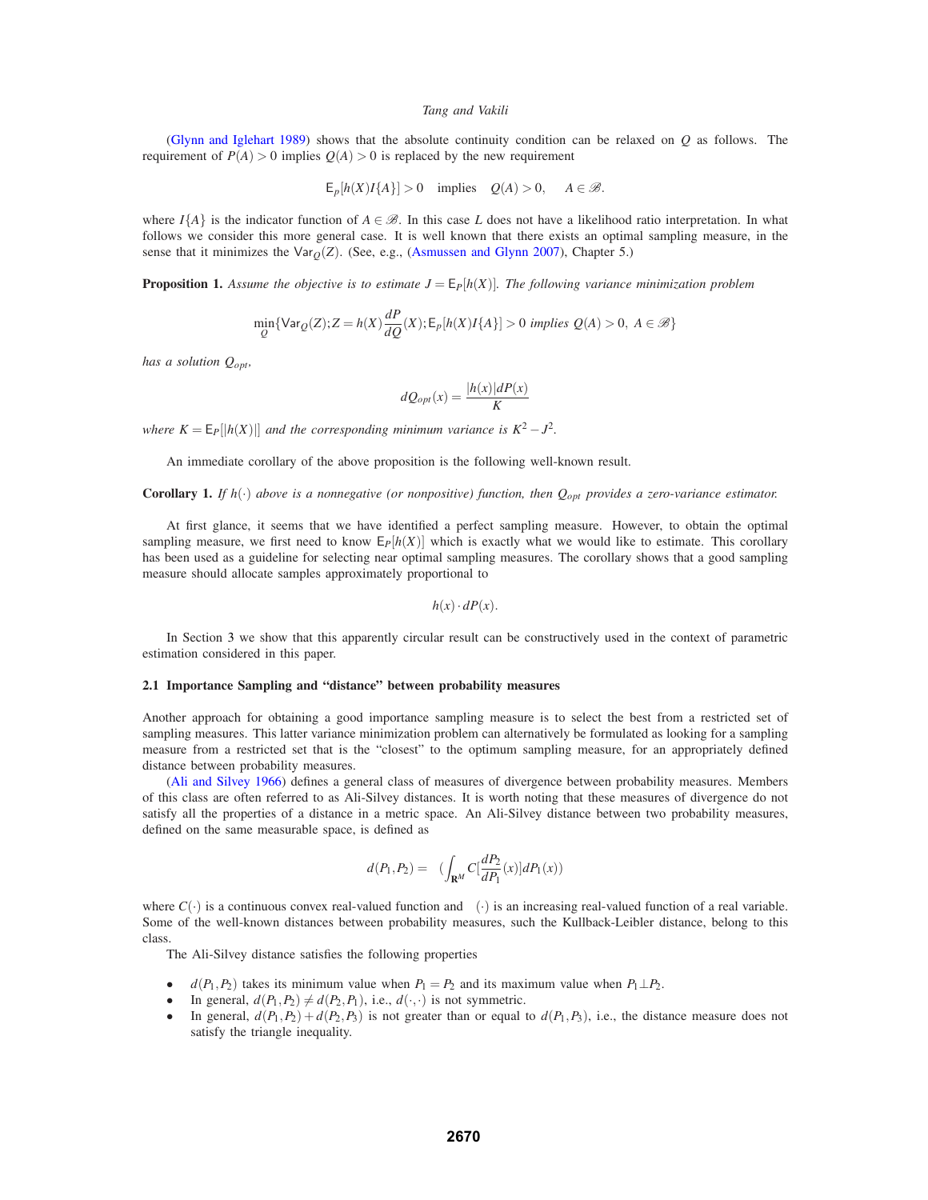(Glynn and Iglehart 1989) shows that the absolute continuity condition can be relaxed on $Q$ as follows. The requirement of $P(A) > 0$ implies $Q(A) > 0$ is replaced by the new requirement

$$\mathsf{E}_p[h(X)I\{A\}] > 0 \quad \text{implies} \quad Q(A) > 0, \qquad A \in \mathscr{B}.$$

where $I\{A\}$ is the indicator function of $A \in \mathscr{B}$. In this case $L$ does not have a likelihood ratio interpretation. In what follows we consider this more general case. It is well known that there exists an optimal sampling measure, in the sense that it minimizes the $\mathsf{Var}_Q(Z)$. (See, e.g., (Asmussen and Glynn 2007), Chapter 5.)

**Proposition 1.** *Assume the objective is to estimate $J = \mathsf{E}_P[h(X)]$. The following variance minimization problem*

$$\min_Q \{\mathsf{Var}_Q(Z); Z = h(X)\frac{dP}{dQ}(X); \mathsf{E}_p[h(X)I\{A\}] > 0 \text{ implies } Q(A) > 0,\ A \in \mathscr{B}\}$$

*has a solution $Q_{opt}$,*

$$dQ_{opt}(x) = \frac{|h(x)|dP(x)}{K}$$

*where $K = \mathsf{E}_P[|h(X)|]$ and the corresponding minimum variance is $K^2 - J^2$.*

An immediate corollary of the above proposition is the following well-known result.

**Corollary 1.** *If $h(\cdot)$ above is a nonnegative (or nonpositive) function, then $Q_{opt}$ provides a zero-variance estimator.*

At first glance, it seems that we have identified a perfect sampling measure. However, to obtain the optimal sampling measure, we first need to know $\mathsf{E}_P[h(X)]$ which is exactly what we would like to estimate. This corollary has been used as a guideline for selecting near optimal sampling measures. The corollary shows that a good sampling measure should allocate samples approximately proportional to

$$h(x) \cdot dP(x).$$

In Section 3 we show that this apparently circular result can be constructively used in the context of parametric estimation considered in this paper.

### 2.1 Importance Sampling and "distance" between probability measures

Another approach for obtaining a good importance sampling measure is to select the best from a restricted set of sampling measures. This latter variance minimization problem can alternatively be formulated as looking for a sampling measure from a restricted set that is the "closest" to the optimum sampling measure, for an appropriately defined distance between probability measures.

(Ali and Silvey 1966) defines a general class of measures of divergence between probability measures. Members of this class are often referred to as Ali-Silvey distances. It is worth noting that these measures of divergence do not satisfy all the properties of a distance in a metric space. An Ali-Silvey distance between two probability measures, defined on the same measurable space, is defined as

$$d(P_1, P_2) = \quad (\int_{\mathbf{R}^M} C[\frac{dP_2}{dP_1}(x)]dP_1(x))$$

where $C(\cdot)$ is a continuous convex real-valued function and $\quad(\cdot)$ is an increasing real-valued function of a real variable. Some of the well-known distances between probability measures, such the Kullback-Leibler distance, belong to this class.

The Ali-Silvey distance satisfies the following properties

- $d(P_1, P_2)$ takes its minimum value when $P_1 = P_2$ and its maximum value when $P_1 \perp P_2$.
- In general, $d(P_1, P_2) \neq d(P_2, P_1)$, i.e., $d(\cdot, \cdot)$ is not symmetric.
- In general, $d(P_1, P_2) + d(P_2, P_3)$ is not greater than or equal to $d(P_1, P_3)$, i.e., the distance measure does not satisfy the triangle inequality.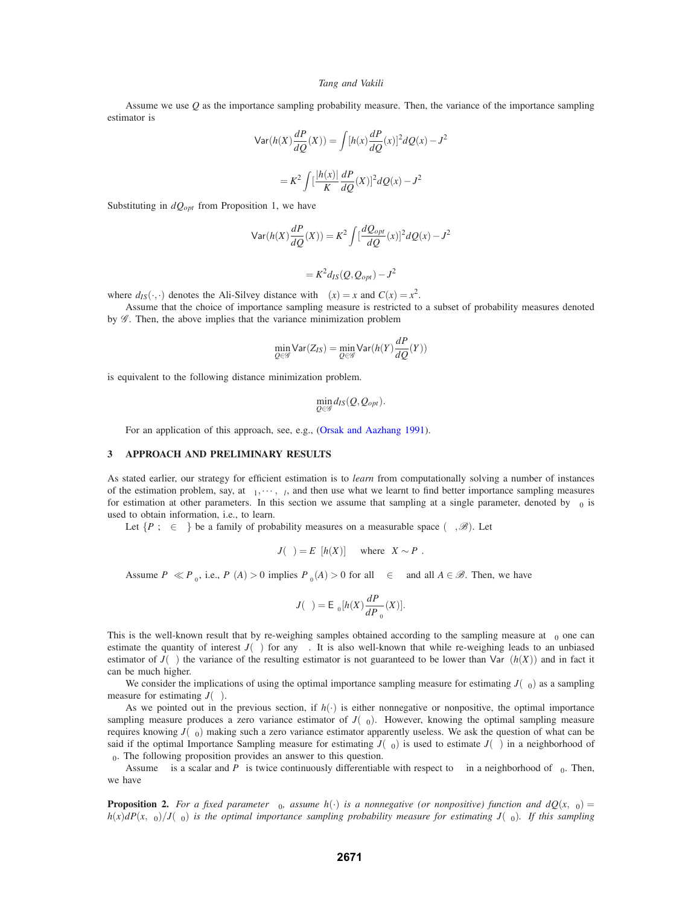Assume we use $Q$ as the importance sampling probability measure. Then, the variance of the importance sampling estimator is

$$\mathsf{Var}(h(X)\frac{dP}{dQ}(X)) = \int [h(x)\frac{dP}{dQ}(x)]^2 dQ(x) - J^2$$

$$= K^2 \int [\frac{|h(x)|}{K}\frac{dP}{dQ}(X)]^2 dQ(x) - J^2$$

Substituting in $dQ_{opt}$ from Proposition 1, we have

$$\mathsf{Var}(h(X)\frac{dP}{dQ}(X)) = K^2 \int [\frac{dQ_{opt}}{dQ}(x)]^2 dQ(x) - J^2$$

$$= K^2 d_{IS}(Q, Q_{opt}) - J^2$$

where $d_{IS}(\cdot,\cdot)$ denotes the Ali-Silvey distance with $\phi(x) = x$ and $C(x) = x^2$.

Assume that the choice of importance sampling measure is restricted to a subset of probability measures denoted by $\mathscr{G}$. Then, the above implies that the variance minimization problem

$$\min_{Q \in \mathscr{G}} \mathsf{Var}(Z_{IS}) = \min_{Q \in \mathscr{G}} \mathsf{Var}(h(Y)\frac{dP}{dQ}(Y))$$

is equivalent to the following distance minimization problem.

$$\min_{Q \in \mathscr{G}} d_{IS}(Q, Q_{opt}).$$

For an application of this approach, see, e.g., (Orsak and Aazhang 1991).

## 3 APPROACH AND PRELIMINARY RESULTS

As stated earlier, our strategy for efficient estimation is to *learn* from computationally solving a number of instances of the estimation problem, say, at $\theta_1, \cdots, \theta_l$, and then use what we learnt to find better importance sampling measures for estimation at other parameters. In this section we assume that sampling at a single parameter, denoted by $\theta_0$ is used to obtain information, i.e., to learn.

Let $\{P_\theta; \theta \in \Theta\}$ be a family of probability measures on a measurable space $(\Omega, \mathscr{B})$. Let

$$J(\theta) = E_\theta[h(X)] \quad \text{where} \quad X \sim P_\theta.$$

Assume $P_\theta \ll P_{\theta_0}$, i.e., $P_\theta(A) > 0$ implies $P_{\theta_0}(A) > 0$ for all $\theta \in \Theta$ and all $A \in \mathscr{B}$. Then, we have

$$J(\theta) = \mathsf{E}_{\theta_0}[h(X)\frac{dP_\theta}{dP_{\theta_0}}(X)].$$

This is the well-known result that by re-weighing samples obtained according to the sampling measure at $\theta_0$ one can estimate the quantity of interest $J(\theta)$ for any $\theta$. It is also well-known that while re-weighing leads to an unbiased estimator of $J(\theta)$ the variance of the resulting estimator is not guaranteed to be lower than $\mathsf{Var}_\theta(h(X))$ and in fact it can be much higher.

We consider the implications of using the optimal importance sampling measure for estimating $J(\theta_0)$ as a sampling measure for estimating $J(\theta)$.

As we pointed out in the previous section, if $h(\cdot)$ is either nonnegative or nonpositive, the optimal importance sampling measure produces a zero variance estimator of $J(\theta_0)$. However, knowing the optimal sampling measure requires knowing $J(\theta_0)$ making such a zero variance estimator apparently useless. We ask the question of what can be said if the optimal Importance Sampling measure for estimating $J(\theta_0)$ is used to estimate $J(\theta)$ in a neighborhood of $\theta_0$. The following proposition provides an answer to this question.

Assume $\theta$ is a scalar and $P_\theta$ is twice continuously differentiable with respect to $\theta$ in a neighborhood of $\theta_0$. Then, we have

**Proposition 2.** *For a fixed parameter $\theta_0$, assume $h(\cdot)$ is a nonnegative (or nonpositive) function and $dQ(x,\theta_0) = h(x)dP(x,\theta_0)/J(\theta_0)$ is the optimal importance sampling probability measure for estimating $J(\theta_0)$. If this sampling*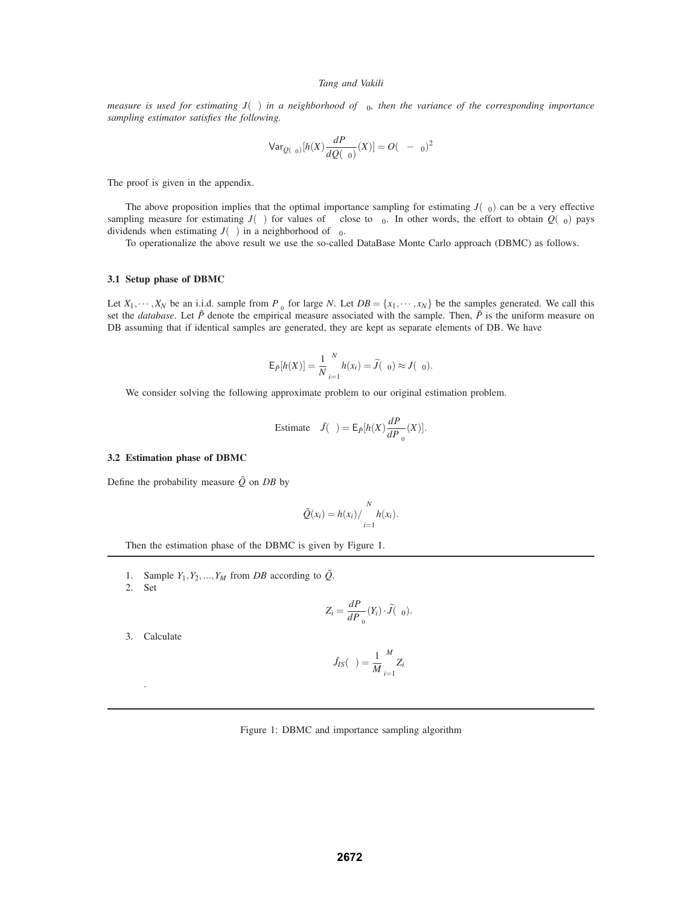*measure is used for estimating $J(\theta)$ in a neighborhood of $\theta_0$, then the variance of the corresponding importance sampling estimator satisfies the following.*

$$\mathsf{Var}_{Q(\theta_0)}[h(X)\frac{dP_\theta}{dQ(\theta_0)}(X)] = O(\theta - \theta_0)^2$$

The proof is given in the appendix.

The above proposition implies that the optimal importance sampling for estimating $J(\theta_0)$ can be a very effective sampling measure for estimating $J(\theta)$ for values of $\theta$ close to $\theta_0$. In other words, the effort to obtain $Q(\theta_0)$ pays dividends when estimating $J(\theta)$ in a neighborhood of $\theta_0$.

To operationalize the above result we use the so-called DataBase Monte Carlo approach (DBMC) as follows.

### 3.1 Setup phase of DBMC

Let $X_1, \cdots, X_N$ be an i.i.d. sample from $P_{\theta_0}$ for large $N$. Let $DB = \{x_1, \cdots, x_N\}$ be the samples generated. We call this set the *database*. Let $\tilde{P}$ denote the empirical measure associated with the sample. Then, $\tilde{P}$ is the uniform measure on DB assuming that if identical samples are generated, they are kept as separate elements of DB. We have

$$\mathsf{E}_{\tilde{P}}[h(X)] = \frac{1}{N}\sum_{i=1}^{N} h(x_i) = \widetilde{J}(\theta_0) \approx J(\theta_0).$$

We consider solving the following approximate problem to our original estimation problem.

$$\text{Estimate} \quad \tilde{J}(\theta) = \mathsf{E}_{\tilde{P}}[h(X)\frac{dP_\theta}{dP_{\theta_0}}(X)].$$

### 3.2 Estimation phase of DBMC

Define the probability measure $\tilde{Q}$ on $DB$ by

$$\tilde{Q}(x_i) = h(x_i) / \sum_{i=1}^{N} h(x_i).$$

Then the estimation phase of the DBMC is given by Figure 1.

1. Sample $Y_1, Y_2, ..., Y_M$ from $DB$ according to $\tilde{Q}$.
2. Set
$$Z_i = \frac{dP_\theta}{dP_{\theta_0}}(Y_i) \cdot \widetilde{J}(\theta_0).$$
3. Calculate
$$\hat{J}_{IS}(\theta) = \frac{1}{M}\sum_{i=1}^{M} Z_i$$
.

Figure 1: DBMC and importance sampling algorithm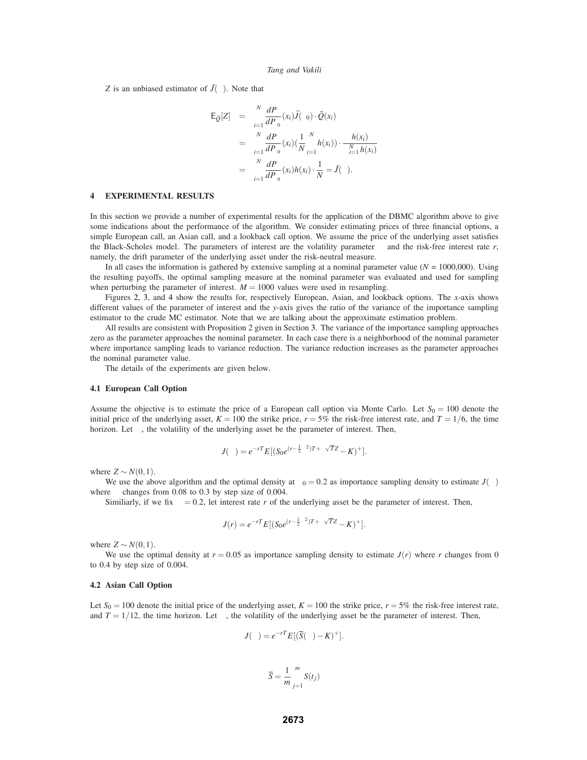$Z$ is an unbiased estimator of $\tilde{J}(\theta)$. Note that

$$
\begin{aligned}
\mathsf{E}_{\tilde{Q}}[Z] &= \sum_{i=1}^{N} \frac{dP_\theta}{dP_{\theta_0}}(x_i)\widetilde{J}(\theta_0) \cdot \tilde{Q}(x_i) \\
&= \sum_{i=1}^{N} \frac{dP_\theta}{dP_{\theta_0}}(x_i)\left(\frac{1}{N}\sum_{i=1}^{N} h(x_i)\right) \cdot \frac{h(x_i)}{\sum_{i=1}^{N} h(x_i)} \\
&= \sum_{i=1}^{N} \frac{dP_\theta}{dP_{\theta_0}}(x_i)h(x_i) \cdot \frac{1}{N} = \tilde{J}(\theta).
\end{aligned}
$$

## 4 EXPERIMENTAL RESULTS

In this section we provide a number of experimental results for the application of the DBMC algorithm above to give some indications about the performance of the algorithm. We consider estimating prices of three financial options, a simple European call, an Asian call, and a lookback call option. We assume the price of the underlying asset satisfies the Black-Scholes model. The parameters of interest are the volatility parameter $\sigma$ and the risk-free interest rate $r$, namely, the drift parameter of the underlying asset under the risk-neutral measure.

In all cases the information is gathered by extensive sampling at a nominal parameter value ($N$ = 1000,000). Using the resulting payoffs, the optimal sampling measure at the nominal parameter was evaluated and used for sampling when perturbing the parameter of interest. $M = 1000$ values were used in resampling.

Figures 2, 3, and 4 show the results for, respectively European, Asian, and lookback options. The $x$-axis shows different values of the parameter of interest and the $y$-axis gives the ratio of the variance of the importance sampling estimator to the crude MC estimator. Note that we are talking about the approximate estimation problem.

All results are consistent with Proposition 2 given in Section 3. The variance of the importance sampling approaches zero as the parameter approaches the nominal parameter. In each case there is a neighborhood of the nominal parameter where importance sampling leads to variance reduction. The variance reduction increases as the parameter approaches the nominal parameter value.

The details of the experiments are given below.

### 4.1 European Call Option

Assume the objective is to estimate the price of a European call option via Monte Carlo. Let $S_0 = 100$ denote the initial price of the underlying asset, $K = 100$ the strike price, $r = 5\%$ the risk-free interest rate, and $T = 1/6$, the time horizon. Let $\sigma$, the volatility of the underlying asset be the parameter of interest. Then,

$$
J(\sigma) = e^{-rT}E[(S_0e^{(r-\frac{1}{2}\sigma^2)T+\sigma\sqrt{T}Z} - K)^+].
$$

where $Z \sim N(0,1)$.

We use the above algorithm and the optimal density at $\sigma_0 = 0.2$ as importance sampling density to estimate $J(\sigma)$ where $\sigma$ changes from 0.08 to 0.3 by step size of 0.004.

Similiarly, if we fix $\sigma = 0.2$, let interest rate $r$ of the underlying asset be the parameter of interest. Then,

$$
J(r) = e^{-rT}E[(S_0e^{(r-\frac{1}{2}\sigma^2)T+\sigma\sqrt{T}Z} - K)^+].
$$

where $Z \sim N(0,1)$.

We use the optimal density at $r = 0.05$ as importance sampling density to estimate $J(r)$ where $r$ changes from 0 to 0.4 by step size of 0.004.

### 4.2 Asian Call Option

Let $S_0 = 100$ denote the initial price of the underlying asset, $K = 100$ the strike price, $r = 5\%$ the risk-free interest rate, and $T = 1/12$, the time horizon. Let $\sigma$, the volatility of the underlying asset be the parameter of interest. Then,

$$
J(\sigma) = e^{-rT}E[(\overline{S}(\sigma) - K)^+].
$$

$$
\overline{S} = \frac{1}{m}\sum_{j=1}^{m} S(t_j)
$$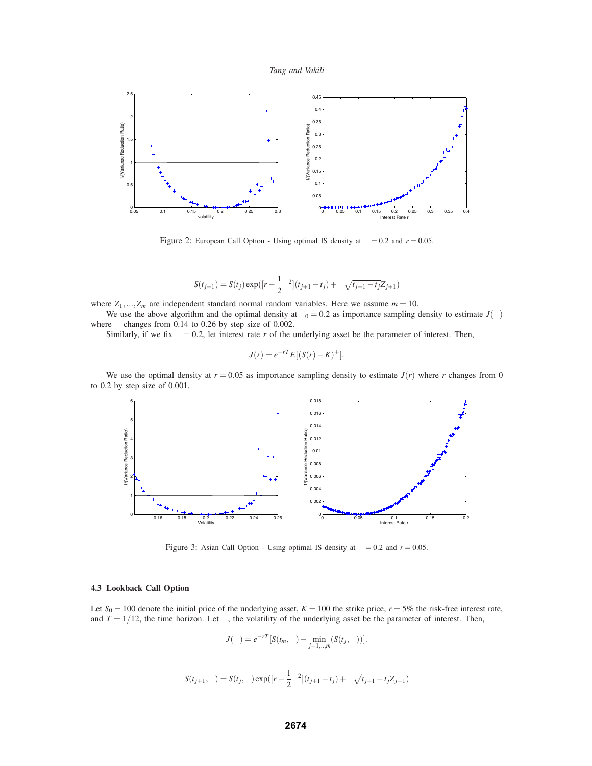Figure 2: European Call Option - Using optimal IS density at $\sigma = 0.2$ and $r = 0.05$.

$$S(t_{j+1}) = S(t_j)\exp([r - \frac{1}{2}\sigma^2](t_{j+1} - t_j) + \sigma\sqrt{t_{j+1} - t_j}Z_{j+1})$$

where $Z_1, \ldots, Z_m$ are independent standard normal random variables. Here we assume $m = 10$.

We use the above algorithm and the optimal density at $\sigma_0 = 0.2$ as importance sampling density to estimate $J(\sigma)$ where $\sigma$ changes from 0.14 to 0.26 by step size of 0.002.

Similarly, if we fix $\sigma = 0.2$, let interest rate $r$ of the underlying asset be the parameter of interest. Then,

$$J(r) = e^{-rT}E[(\overline{S}(r) - K)^+].$$

We use the optimal density at $r = 0.05$ as importance sampling density to estimate $J(r)$ where $r$ changes from 0 to 0.2 by step size of 0.001.

Figure 3: Asian Call Option - Using optimal IS density at $\sigma = 0.2$ and $r = 0.05$.

### 4.3 Lookback Call Option

Let $S_0 = 100$ denote the initial price of the underlying asset, $K = 100$ the strike price, $r = 5\%$ the risk-free interest rate, and $T = 1/12$, the time horizon. Let $\sigma$, the volatility of the underlying asset be the parameter of interest. Then,

$$J(\sigma) = e^{-rT}[S(t_m, \sigma) - \min_{j=1,\ldots,m}(S(t_j, \sigma))].$$

$$S(t_{j+1}, \sigma) = S(t_j, \sigma)\exp([r - \frac{1}{2}\sigma^2](t_{j+1} - t_j) + \sigma\sqrt{t_{j+1} - t_j}Z_{j+1})$$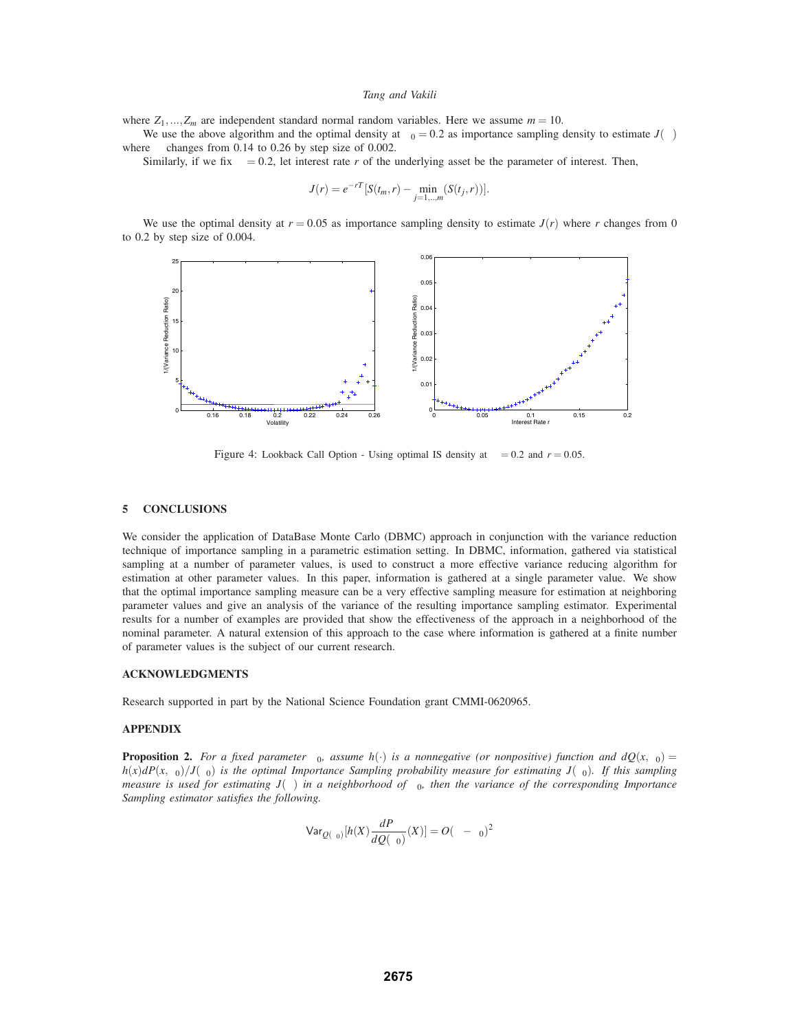where $Z_1, ..., Z_m$ are independent standard normal random variables. Here we assume $m = 10$.

We use the above algorithm and the optimal density at $\sigma_0 = 0.2$ as importance sampling density to estimate $J(\sigma)$ where $\sigma$ changes from 0.14 to 0.26 by step size of 0.002.

Similarly, if we fix $\sigma = 0.2$, let interest rate $r$ of the underlying asset be the parameter of interest. Then,

$$J(r) = e^{-rT}[S(t_m, r) - \min_{j=1,...,m}(S(t_j, r))].$$

We use the optimal density at $r = 0.05$ as importance sampling density to estimate $J(r)$ where $r$ changes from 0 to 0.2 by step size of 0.004.

Figure 4: Lookback Call Option - Using optimal IS density at $\sigma = 0.2$ and $r = 0.05$.

## 5 CONCLUSIONS

We consider the application of DataBase Monte Carlo (DBMC) approach in conjunction with the variance reduction technique of importance sampling in a parametric estimation setting. In DBMC, information, gathered via statistical sampling at a number of parameter values, is used to construct a more effective variance reducing algorithm for estimation at other parameter values. In this paper, information is gathered at a single parameter value. We show that the optimal importance sampling measure can be a very effective sampling measure for estimation at neighboring parameter values and give an analysis of the variance of the resulting importance sampling estimator. Experimental results for a number of examples are provided that show the effectiveness of the approach in a neighborhood of the nominal parameter. A natural extension of this approach to the case where information is gathered at a finite number of parameter values is the subject of our current research.

## ACKNOWLEDGMENTS

Research supported in part by the National Science Foundation grant CMMI-0620965.

## APPENDIX

**Proposition 2.** *For a fixed parameter $\theta_0$, assume $h(\cdot)$ is a nonnegative (or nonpositive) function and $dQ(x, \theta_0) = h(x)dP(x, \theta_0)/J(\theta_0)$ is the optimal Importance Sampling probability measure for estimating $J(\theta_0)$. If this sampling measure is used for estimating $J(\theta)$ in a neighborhood of $\theta_0$, then the variance of the corresponding Importance Sampling estimator satisfies the following.*

$$\mathsf{Var}_{Q(\theta_0)}[h(X)\frac{dP}{dQ(\theta_0)}(X)] = O(\theta - \theta_0)^2$$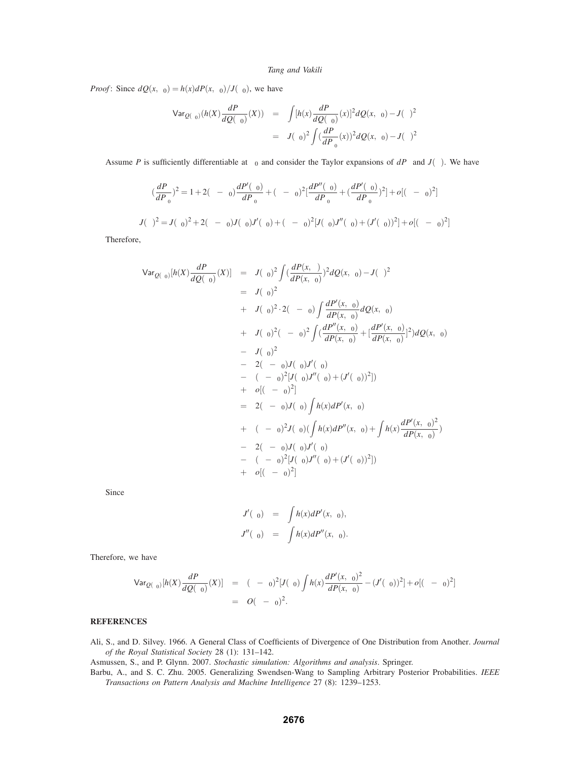*Proof*: Since $dQ(x,\theta_0) = h(x)dP(x,\theta_0)/J(\theta_0)$, we have

$$
\begin{aligned}
\mathsf{Var}_{Q(\theta_0)}(h(X)\frac{dP_\theta}{dQ(\theta_0)}(X)) &= \int [h(x)\frac{dP_\theta}{dQ(\theta_0)}(x)]^2 dQ(x,\theta_0) - J(\theta)^2 \\
&= J(\theta_0)^2 \int (\frac{dP_\theta}{dP_{\theta_0}}(x))^2 dQ(x,\theta_0) - J(\theta)^2
\end{aligned}
$$

Assume $P$ is sufficiently differentiable at $\theta_0$ and consider the Taylor expansions of $dP_\theta$ and $J(\theta)$. We have

$$
(\frac{dP_\theta}{dP_{\theta_0}})^2 = 1 + 2(\theta-\theta_0)\frac{dP'(\theta_0)}{dP_{\theta_0}} + (\theta-\theta_0)^2[\frac{dP''(\theta_0)}{dP_{\theta_0}} + (\frac{dP'(\theta_0)}{dP_{\theta_0}})^2] + o[(\theta-\theta_0)^2]
$$

$$
J(\theta)^2 = J(\theta_0)^2 + 2(\theta-\theta_0)J(\theta_0)J'(\theta_0) + (\theta-\theta_0)^2[J(\theta_0)J''(\theta_0) + (J'(\theta_0))^2] + o[(\theta-\theta_0)^2]
$$

Therefore,

$$
\begin{aligned}
\mathsf{Var}_{Q(\theta_0)}[h(X)\frac{dP_\theta}{dQ(\theta_0)}(X)] &= J(\theta_0)^2 \int (\frac{dP(x,\theta)}{dP(x,\theta_0)})^2 dQ(x,\theta_0) - J(\theta)^2 \\
&= J(\theta_0)^2 \\
&+ J(\theta_0)^2 \cdot 2(\theta-\theta_0)\int \frac{dP'(x,\theta_0)}{dP(x,\theta_0)} dQ(x,\theta_0) \\
&+ J(\theta_0)^2(\theta-\theta_0)^2 \int (\frac{dP''(x,\theta_0)}{dP(x,\theta_0)} + [\frac{dP'(x,\theta_0)}{dP(x,\theta_0)}]^2) dQ(x,\theta_0) \\
&- J(\theta_0)^2 \\
&- 2(\theta-\theta_0)J(\theta_0)J'(\theta_0) \\
&- (\theta-\theta_0)^2[J(\theta_0)J''(\theta_0) + (J'(\theta_0))^2]) \\
&+ o[(\theta-\theta_0)^2] \\
&= 2(\theta-\theta_0)J(\theta_0)\int h(x)dP'(x,\theta_0) \\
&+ (\theta-\theta_0)^2 J(\theta_0)(\int h(x)dP''(x,\theta_0) + \int h(x)\frac{dP'(x,\theta_0)^2}{dP(x,\theta_0)}) \\
&- 2(\theta-\theta_0)J(\theta_0)J'(\theta_0) \\
&- (\theta-\theta_0)^2[J(\theta_0)J''(\theta_0) + (J'(\theta_0))^2]) \\
&+ o[(\theta-\theta_0)^2]
\end{aligned}
$$

Since

$$
\begin{aligned}
J'(\theta_0) &= \int h(x)dP'(x,\theta_0), \\
J''(\theta_0) &= \int h(x)dP''(x,\theta_0).
\end{aligned}
$$

Therefore, we have

$$
\begin{aligned}
\mathsf{Var}_{Q(\theta_0)}[h(X)\frac{dP_\theta}{dQ(\theta_0)}(X)] &= (\theta-\theta_0)^2[J(\theta_0)\int h(x)\frac{dP'(x,\theta_0)^2}{dP(x,\theta_0)} - (J'(\theta_0))^2] + o[(\theta-\theta_0)^2] \\
&= O(\theta-\theta_0)^2.
\end{aligned}
$$

## REFERENCES

Ali, S., and D. Silvey. 1966. A General Class of Coefficients of Divergence of One Distribution from Another. *Journal of the Royal Statistical Society* 28 (1): 131–142.

Asmussen, S., and P. Glynn. 2007. *Stochastic simulation: Algorithms and analysis*. Springer.

Barbu, A., and S. C. Zhu. 2005. Generalizing Swendsen-Wang to Sampling Arbitrary Posterior Probabilities. *IEEE Transactions on Pattern Analysis and Machine Intelligence* 27 (8): 1239–1253.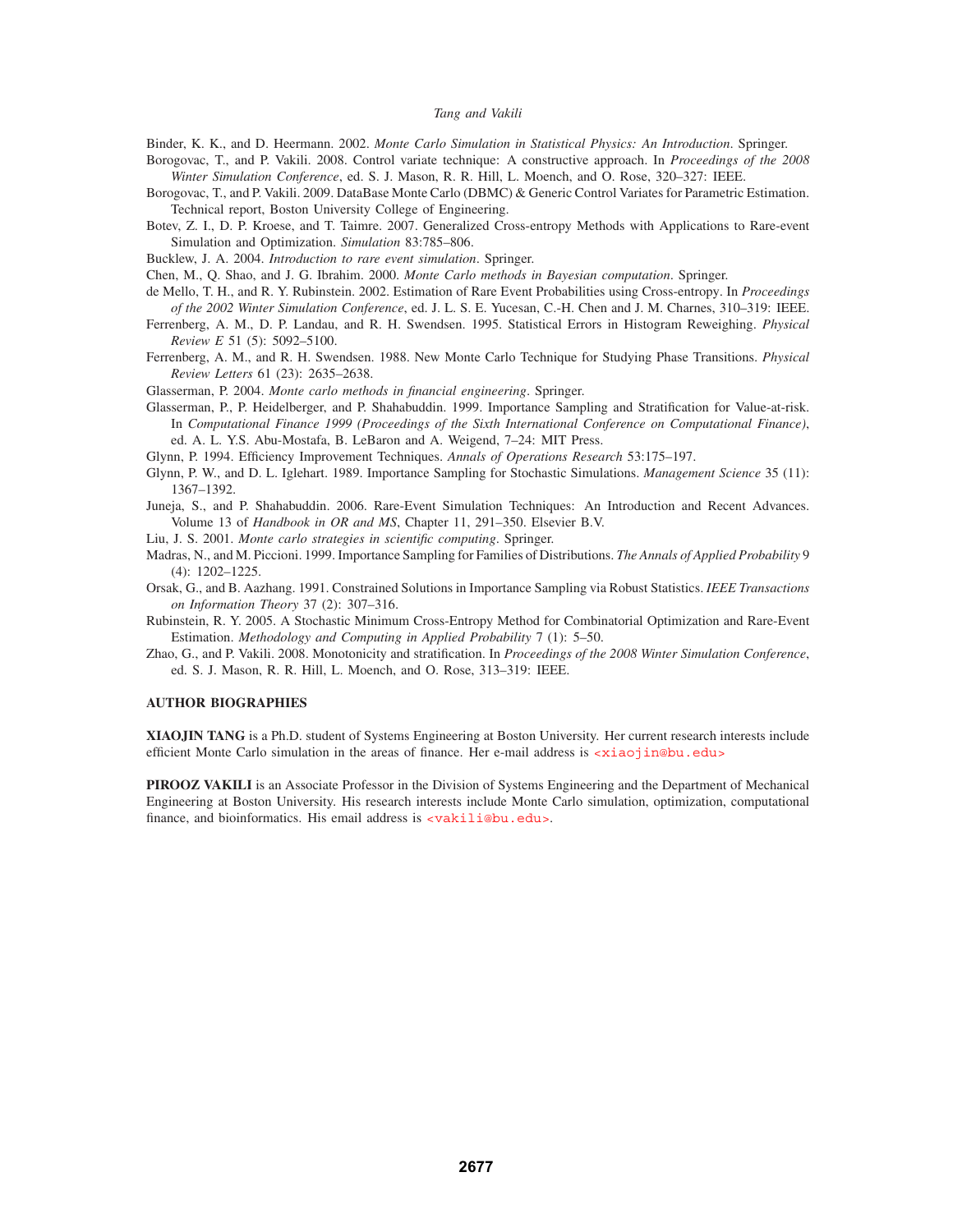Binder, K. K., and D. Heermann. 2002. *Monte Carlo Simulation in Statistical Physics: An Introduction*. Springer.

Borogovac, T., and P. Vakili. 2008. Control variate technique: A constructive approach. In *Proceedings of the 2008 Winter Simulation Conference*, ed. S. J. Mason, R. R. Hill, L. Moench, and O. Rose, 320–327: IEEE.

Borogovac, T., and P. Vakili. 2009. DataBase Monte Carlo (DBMC) & Generic Control Variates for Parametric Estimation. Technical report, Boston University College of Engineering.

Botev, Z. I., D. P. Kroese, and T. Taimre. 2007. Generalized Cross-entropy Methods with Applications to Rare-event Simulation and Optimization. *Simulation* 83:785–806.

Bucklew, J. A. 2004. *Introduction to rare event simulation*. Springer.

Chen, M., Q. Shao, and J. G. Ibrahim. 2000. *Monte Carlo methods in Bayesian computation*. Springer.

de Mello, T. H., and R. Y. Rubinstein. 2002. Estimation of Rare Event Probabilities using Cross-entropy. In *Proceedings of the 2002 Winter Simulation Conference*, ed. J. L. S. E. Yucesan, C.-H. Chen and J. M. Charnes, 310–319: IEEE.

Ferrenberg, A. M., D. P. Landau, and R. H. Swendsen. 1995. Statistical Errors in Histogram Reweighing. *Physical Review E* 51 (5): 5092–5100.

Ferrenberg, A. M., and R. H. Swendsen. 1988. New Monte Carlo Technique for Studying Phase Transitions. *Physical Review Letters* 61 (23): 2635–2638.

Glasserman, P. 2004. *Monte carlo methods in financial engineering*. Springer.

Glasserman, P., P. Heidelberger, and P. Shahabuddin. 1999. Importance Sampling and Stratification for Value-at-risk. In *Computational Finance 1999 (Proceedings of the Sixth International Conference on Computational Finance)*, ed. A. L. Y.S. Abu-Mostafa, B. LeBaron and A. Weigend, 7–24: MIT Press.

Glynn, P. 1994. Efficiency Improvement Techniques. *Annals of Operations Research* 53:175–197.

Glynn, P. W., and D. L. Iglehart. 1989. Importance Sampling for Stochastic Simulations. *Management Science* 35 (11): 1367–1392.

Juneja, S., and P. Shahabuddin. 2006. Rare-Event Simulation Techniques: An Introduction and Recent Advances. Volume 13 of *Handbook in OR and MS*, Chapter 11, 291–350. Elsevier B.V.

Liu, J. S. 2001. *Monte carlo strategies in scientific computing*. Springer.

Madras, N., and M. Piccioni. 1999. Importance Sampling for Families of Distributions. *The Annals of Applied Probability* 9 (4): 1202–1225.

Orsak, G., and B. Aazhang. 1991. Constrained Solutions in Importance Sampling via Robust Statistics. *IEEE Transactions on Information Theory* 37 (2): 307–316.

Rubinstein, R. Y. 2005. A Stochastic Minimum Cross-Entropy Method for Combinatorial Optimization and Rare-Event Estimation. *Methodology and Computing in Applied Probability* 7 (1): 5–50.

Zhao, G., and P. Vakili. 2008. Monotonicity and stratification. In *Proceedings of the 2008 Winter Simulation Conference*, ed. S. J. Mason, R. R. Hill, L. Moench, and O. Rose, 313–319: IEEE.

## AUTHOR BIOGRAPHIES

**XIAOJIN TANG** is a Ph.D. student of Systems Engineering at Boston University. Her current research interests include efficient Monte Carlo simulation in the areas of finance. Her e-mail address is <xiaojin@bu.edu>

**PIROOZ VAKILI** is an Associate Professor in the Division of Systems Engineering and the Department of Mechanical Engineering at Boston University. His research interests include Monte Carlo simulation, optimization, computational finance, and bioinformatics. His email address is <vakili@bu.edu>.